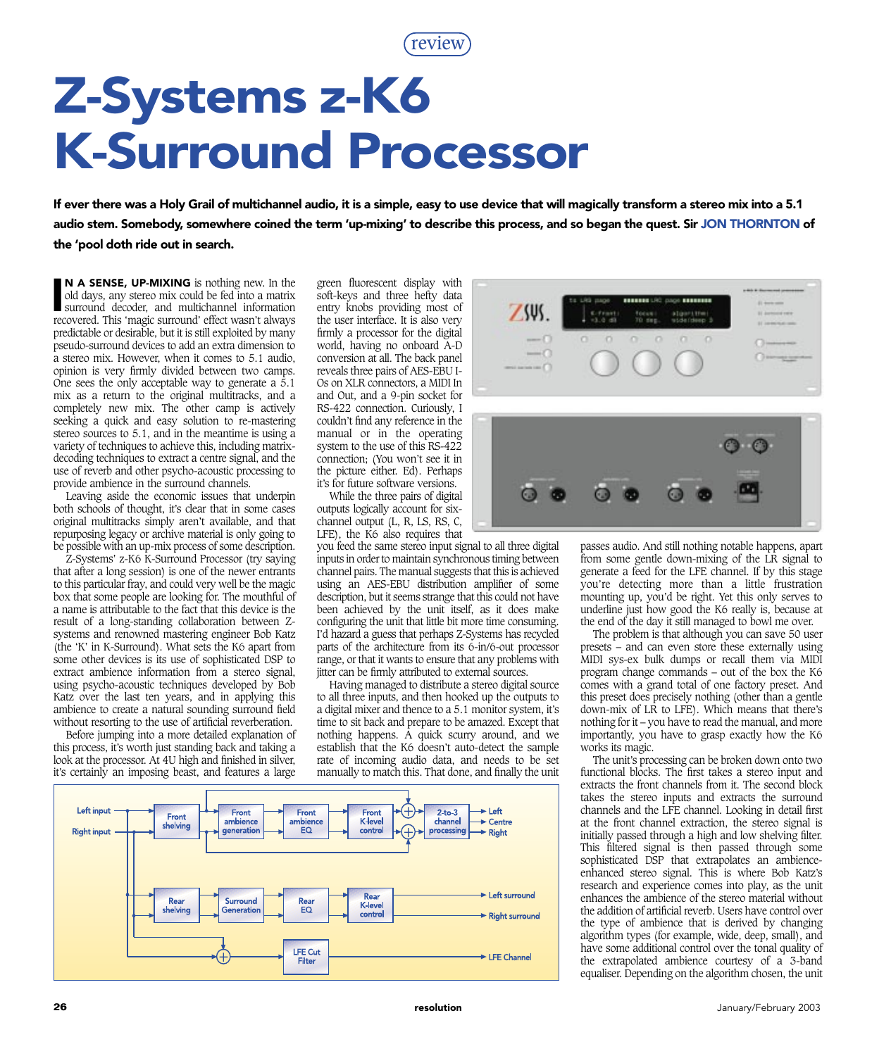review

# Z-Systems z-K6 K-Surround Processor

**If ever there was a Holy Grail of multichannel audio, it is a simple, easy to use device that will magically transform a stereo mix into a 5.1 audio stem. Somebody, somewhere coined the term 'up-mixing' to describe this process, and so began the quest. Sir JON THORNTON of the 'pool doth ride out in search.**

**IN A SENSE, UP-MIXING** is nothing new. In the old days, any stereo mix could be fed into a matrix surround decoder, and multichannel information recovered. This 'magic surround' effect wasn't always predictable or desirable, but it is still exploited by many pseudo-surround devices to add an extra dimension to a stereo mix. However, when it comes to 5.1 audio, opinion is very firmly divided between two camps. One sees the only acceptable way to generate a 5.1 mix as a return to the original multitracks, and a completely new mix. The other camp is actively seeking a quick and easy solution to re-mastering stereo sources to 5.1, and in the meantime is using a variety of techniques to achieve this, including matrix-decoding techniques to extract a centre signal, and the use of reverb and other psycho-acoustic processing to provide ambience in the surround channels.

Leaving aside the economic issues that underpin both schools of thought, it's clear that in some cases original multitracks simply aren't available, and that repurposing legacy or archive material is only going to be possible with an up-mix process of some description.

Z-Systems' z-K6 K-Surround Processor (try saying that after a long session) is one of the newer entrants to this particular fray, and could very well be the magic box that some people are looking for. The mouthful of a name is attributable to the fact that this device is the result of a long-standing collaboration between Z-systems and renowned mastering engineer Bob Katz (the 'K' in K-Surround). What sets the K6 apart from some other devices is its use of sophisticated DSP to extract ambience information from a stereo signal, using psycho-acoustic techniques developed by Bob Katz over the last ten years, and in applying this ambience to create a natural sounding surround field without resorting to the use of artificial reverberation.

Before jumping into a more detailed explanation of this process, it's worth just standing back and taking a look at the processor. At 4U high and finished in silver, it's certainly an imposing beast, and features a large green fluorescent display with soft-keys and three hefty data entry knobs providing most of the user interface. It is also very firmly a processor for the digital world, having no onboard A-D conversion at all. The back panel reveals three pairs of AES-EBU I-Os on XLR connectors, a MIDI In and Out, and a 9-pin socket for RS-422 connection. Curiously, I couldn't find any reference in the manual or in the operating system to the use of this RS-422 connection; (You won't see it in the picture either. Ed). Perhaps it's for future software versions.

While the three pairs of digital outputs logically account for six-channel output (L, R, LS, RS, C, LFE), the K6 also requires that you feed the same stereo input signal to all three digital inputs in order to maintain synchronous timing between channel pairs. The manual suggests that this is achieved using an AES-EBU distribution amplifier of some description, but it seems strange that this could not have been achieved by the unit itself, as it does make configuring the unit that little bit more time consuming. I'd hazard a guess that perhaps Z-Systems has recycled parts of the architecture from its 6-in/6-out processor range, or that it wants to ensure that any problems with jitter can be firmly attributed to external sources.

Having managed to distribute a stereo digital source to all three inputs, and then hooked up the outputs to a digital mixer and thence to a 5.1 monitor system, it's time to sit back and prepare to be amazed. Except that nothing happens. A quick scurry around, and we establish that the K6 doesn't auto-detect the sample rate of incoming audio data, and needs to be set manually to match this. That done, and finally the unit passes audio. And still nothing notable happens, apart from some gentle down-mixing of the LR signal to generate a feed for the LFE channel. If by this stage you're detecting more than a little frustration mounting up, you'd be right. Yet this only serves to underline just how good the K6 really is, because at the end of the day it still managed to bowl me over.

The problem is that although you can save 50 user presets – and can even store these externally using MIDI sys-ex bulk dumps or recall them via MIDI program change commands – out of the box the K6 comes with a grand total of one factory preset. And this preset does precisely nothing (other than a gentle down-mix of LR to LFE). Which means that there's nothing for it – you have to read the manual, and more importantly, you have to grasp exactly how the K6 works its magic.

The unit's processing can be broken down onto two functional blocks. The first takes a stereo input and extracts the front channels from it. The second block takes the stereo inputs and extracts the surround channels and the LFE channel. Looking in detail first at the front channel extraction, the stereo signal is initially passed through a high and low shelving filter. This filtered signal is then passed through some sophisticated DSP that extrapolates an ambience-enhanced stereo signal. This is where Bob Katz's research and experience comes into play, as the unit enhances the ambience of the stereo material without the addition of artificial reverb. Users have control over the type of ambience that is derived by changing algorithm types (for example, wide, deep, small), and have some additional control over the tonal quality of the extrapolated ambience courtesy of a 3-band equaliser. Depending on the algorithm chosen, the unit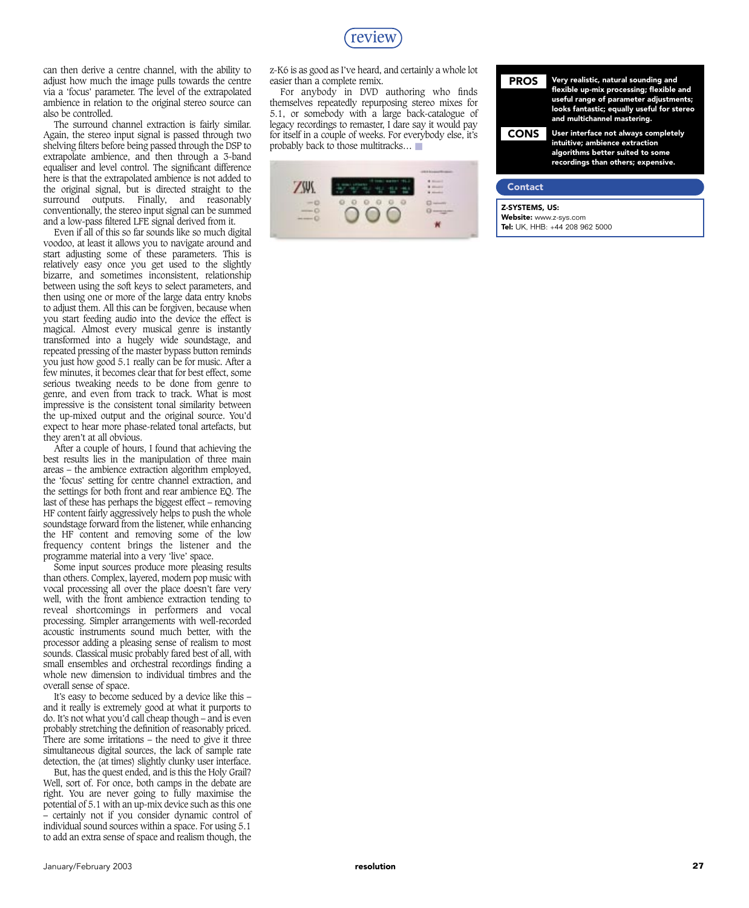can then derive a centre channel, with the ability to adjust how much the image pulls towards the centre via a 'focus' parameter. The level of the extrapolated ambience in relation to the original stereo source can also be controlled.

The surround channel extraction is fairly similar. Again, the stereo input signal is passed through two shelving filters before being passed through the DSP to extrapolate ambience, and then through a 3-band equaliser and level control. The significant difference here is that the extrapolated ambience is not added to the original signal, but is directed straight to the surround outputs. Finally, and reasonably conventionally, the stereo input signal can be summed and a low-pass filtered LFE signal derived from it.

Even if all of this so far sounds like so much digital voodoo, at least it allows you to navigate around and start adjusting some of these parameters. This is relatively easy once you get used to the slightly bizarre, and sometimes inconsistent, relationship between using the soft keys to select parameters, and then using one or more of the large data entry knobs to adjust them. All this can be forgiven, because when you start feeding audio into the device the effect is magical. Almost every musical genre is instantly transformed into a hugely wide soundstage, and repeated pressing of the master bypass button reminds you just how good 5.1 really can be for music. After a few minutes, it becomes clear that for best effect, some serious tweaking needs to be done from genre to genre, and even from track to track. What is most impressive is the consistent tonal similarity between the up-mixed output and the original source. You'd expect to hear more phase-related tonal artefacts, but they aren't at all obvious.

After a couple of hours, I found that achieving the best results lies in the manipulation of three main areas – the ambience extraction algorithm employed, the 'focus' setting for centre channel extraction, and the settings for both front and rear ambience EQ. The last of these has perhaps the biggest effect – removing HF content fairly aggressively helps to push the whole soundstage forward from the listener, while enhancing the HF content and removing some of the low frequency content brings the listener and the programme material into a very 'live' space.

Some input sources produce more pleasing results than others. Complex, layered, modern pop music with vocal processing all over the place doesn't fare very well, with the front ambience extraction tending to reveal shortcomings in performers and vocal processing. Simpler arrangements with well-recorded acoustic instruments sound much better, with the processor adding a pleasing sense of realism to most sounds. Classical music probably fared best of all, with small ensembles and orchestral recordings finding a whole new dimension to individual timbres and the overall sense of space.

It's easy to become seduced by a device like this – and it really is extremely good at what it purports to do. It's not what you'd call cheap though – and is even probably stretching the definition of reasonably priced. There are some irritations – the need to give it three simultaneous digital sources, the lack of sample rate detection, the (at times) slightly clunky user interface.

But, has the quest ended, and is this the Holy Grail? Well, sort of. For once, both camps in the debate are right. You are never going to fully maximise the potential of 5.1 with an up-mix device such as this one – certainly not if you consider dynamic control of individual sound sources within a space. For using 5.1 to add an extra sense of space and realism though, the z-K6 is as good as I've heard, and certainly a whole lot easier than a complete remix.

For anybody in DVD authoring who finds themselves repeatedly repurposing stereo mixes for 5.1, or somebody with a large back-catalogue of legacy recordings to remaster, I dare say it would pay for itself in a couple of weeks. For everybody else, it's probably back to those multitracks…

**PROS** Very realistic, natural sounding and flexible up-mix processing; flexible and useful range of parameter adjustments; looks fantastic; equally useful for stereo and multichannel mastering.

**CONS** User interface not always completely intuitive; ambience extraction algorithms better suited to some recordings than others; expensive.

## Contact

**Z-SYSTEMS, US:**
**Website:** www.z-sys.com
**Tel:** UK, HHB: +44 208 962 5000